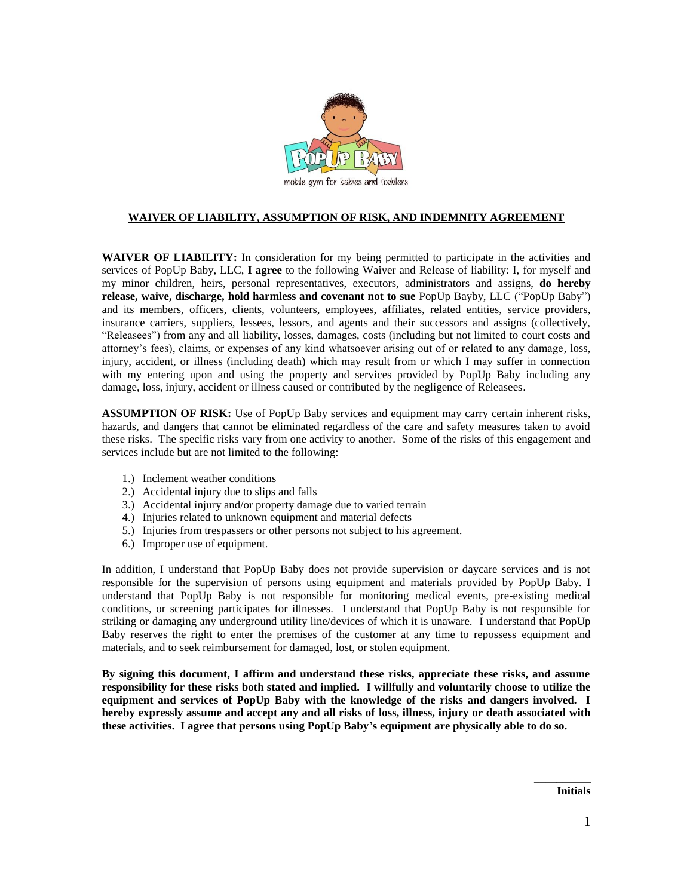mobile gym for babies and toddlers

## WAIVER OF LIABILITY, ASSUMPTION OF RISK, AND INDEMNITY AGREEMENT

**WAIVER OF LIABILITY:** In consideration for my being permitted to participate in the activities and services of PopUp Baby, LLC, **I agree** to the following Waiver and Release of liability: I, for myself and my minor children, heirs, personal representatives, executors, administrators and assigns, **do hereby release, waive, discharge, hold harmless and covenant not to sue** PopUp Bayby, LLC ("PopUp Baby") and its members, officers, clients, volunteers, employees, affiliates, related entities, service providers, insurance carriers, suppliers, lessees, lessors, and agents and their successors and assigns (collectively, "Releasees") from any and all liability, losses, damages, costs (including but not limited to court costs and attorney's fees), claims, or expenses of any kind whatsoever arising out of or related to any damage, loss, injury, accident, or illness (including death) which may result from or which I may suffer in connection with my entering upon and using the property and services provided by PopUp Baby including any damage, loss, injury, accident or illness caused or contributed by the negligence of Releasees.

**ASSUMPTION OF RISK:** Use of PopUp Baby services and equipment may carry certain inherent risks, hazards, and dangers that cannot be eliminated regardless of the care and safety measures taken to avoid these risks. The specific risks vary from one activity to another. Some of the risks of this engagement and services include but are not limited to the following:

1.) Inclement weather conditions
2.) Accidental injury due to slips and falls
3.) Accidental injury and/or property damage due to varied terrain
4.) Injuries related to unknown equipment and material defects
5.) Injuries from trespassers or other persons not subject to his agreement.
6.) Improper use of equipment.

In addition, I understand that PopUp Baby does not provide supervision or daycare services and is not responsible for the supervision of persons using equipment and materials provided by PopUp Baby. I understand that PopUp Baby is not responsible for monitoring medical events, pre-existing medical conditions, or screening participates for illnesses. I understand that PopUp Baby is not responsible for striking or damaging any underground utility line/devices of which it is unaware. I understand that PopUp Baby reserves the right to enter the premises of the customer at any time to repossess equipment and materials, and to seek reimbursement for damaged, lost, or stolen equipment.

**By signing this document, I affirm and understand these risks, appreciate these risks, and assume responsibility for these risks both stated and implied. I willfully and voluntarily choose to utilize the equipment and services of PopUp Baby with the knowledge of the risks and dangers involved. I hereby expressly assume and accept any and all risks of loss, illness, injury or death associated with these activities. I agree that persons using PopUp Baby's equipment are physically able to do so.**

__________
**Initials**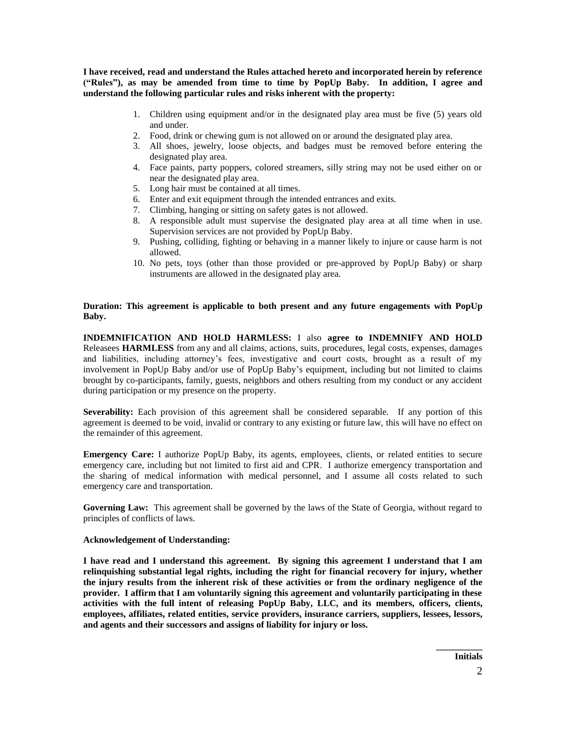**I have received, read and understand the Rules attached hereto and incorporated herein by reference ("Rules"), as may be amended from time to time by PopUp Baby. In addition, I agree and understand the following particular rules and risks inherent with the property:**

1. Children using equipment and/or in the designated play area must be five (5) years old and under.
2. Food, drink or chewing gum is not allowed on or around the designated play area.
3. All shoes, jewelry, loose objects, and badges must be removed before entering the designated play area.
4. Face paints, party poppers, colored streamers, silly string may not be used either on or near the designated play area.
5. Long hair must be contained at all times.
6. Enter and exit equipment through the intended entrances and exits.
7. Climbing, hanging or sitting on safety gates is not allowed.
8. A responsible adult must supervise the designated play area at all time when in use. Supervision services are not provided by PopUp Baby.
9. Pushing, colliding, fighting or behaving in a manner likely to injure or cause harm is not allowed.
10. No pets, toys (other than those provided or pre-approved by PopUp Baby) or sharp instruments are allowed in the designated play area.

**Duration: This agreement is applicable to both present and any future engagements with PopUp Baby.**

**INDEMNIFICATION AND HOLD HARMLESS:** I also **agree to INDEMNIFY AND HOLD** Releasees **HARMLESS** from any and all claims, actions, suits, procedures, legal costs, expenses, damages and liabilities, including attorney's fees, investigative and court costs, brought as a result of my involvement in PopUp Baby and/or use of PopUp Baby's equipment, including but not limited to claims brought by co-participants, family, guests, neighbors and others resulting from my conduct or any accident during participation or my presence on the property.

**Severability:** Each provision of this agreement shall be considered separable. If any portion of this agreement is deemed to be void, invalid or contrary to any existing or future law, this will have no effect on the remainder of this agreement.

**Emergency Care:** I authorize PopUp Baby, its agents, employees, clients, or related entities to secure emergency care, including but not limited to first aid and CPR. I authorize emergency transportation and the sharing of medical information with medical personnel, and I assume all costs related to such emergency care and transportation.

**Governing Law:** This agreement shall be governed by the laws of the State of Georgia, without regard to principles of conflicts of laws.

**Acknowledgement of Understanding:**

**I have read and I understand this agreement. By signing this agreement I understand that I am relinquishing substantial legal rights, including the right for financial recovery for injury, whether the injury results from the inherent risk of these activities or from the ordinary negligence of the provider. I affirm that I am voluntarily signing this agreement and voluntarily participating in these activities with the full intent of releasing PopUp Baby, LLC, and its members, officers, clients, employees, affiliates, related entities, service providers, insurance carriers, suppliers, lessees, lessors, and agents and their successors and assigns of liability for injury or loss.**

__________
**Initials**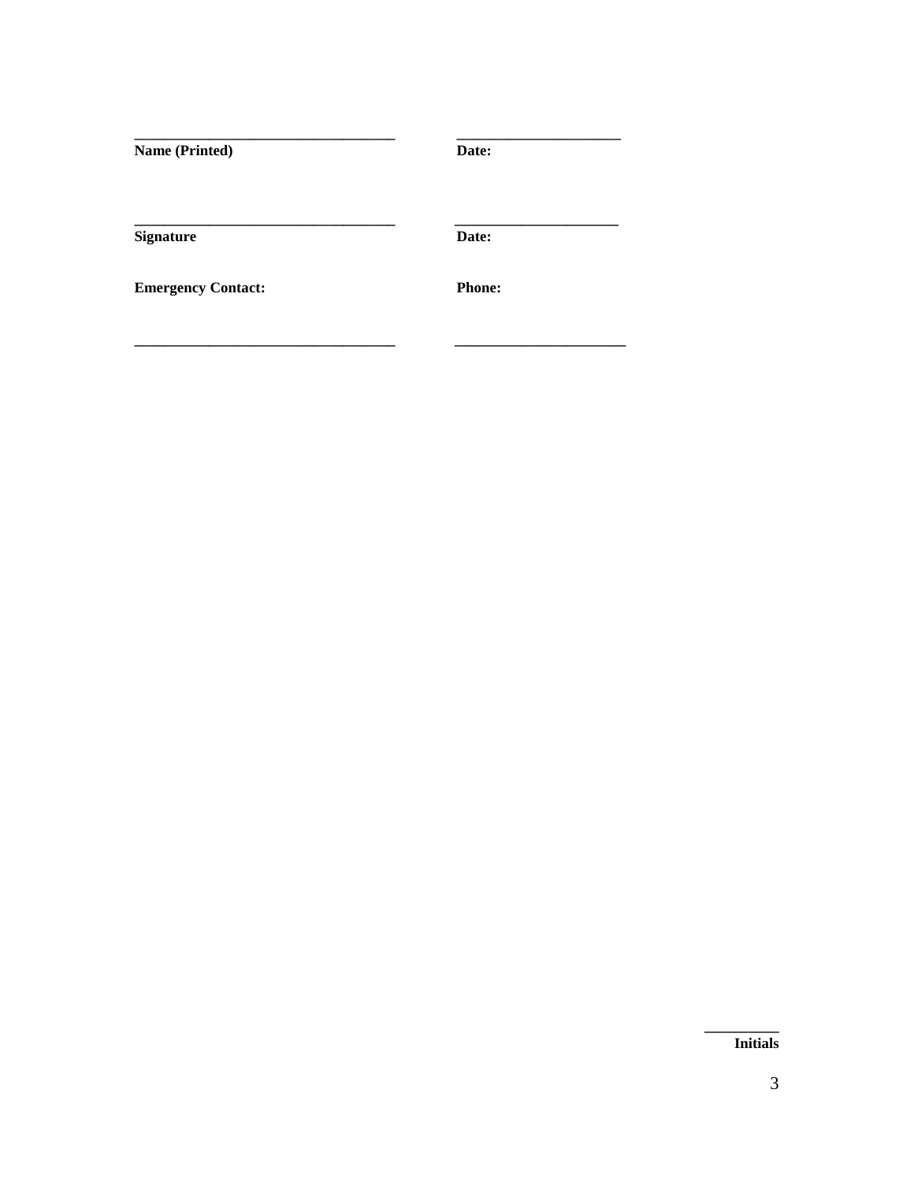\_\_\_\_\_\_\_\_\_\_\_\_\_\_\_\_\_\_\_\_\_\_\_\_\_\_\_\_\_\_\_\_\_\_ \_\_\_\_\_\_\_\_\_\_\_\_\_\_\_\_\_\_\_\_\_\_

**Name (Printed)** **Date:**

\_\_\_\_\_\_\_\_\_\_\_\_\_\_\_\_\_\_\_\_\_\_\_\_\_\_\_\_\_\_\_\_\_\_ \_\_\_\_\_\_\_\_\_\_\_\_\_\_\_\_\_\_\_\_\_\_

**Signature** **Date:**

**Emergency Contact:** **Phone:**

\_\_\_\_\_\_\_\_\_\_\_\_\_\_\_\_\_\_\_\_\_\_\_\_\_\_\_\_\_\_\_\_\_\_ \_\_\_\_\_\_\_\_\_\_\_\_\_\_\_\_\_\_\_\_\_\_

\_\_\_\_\_\_\_\_\_\_

**Initials**